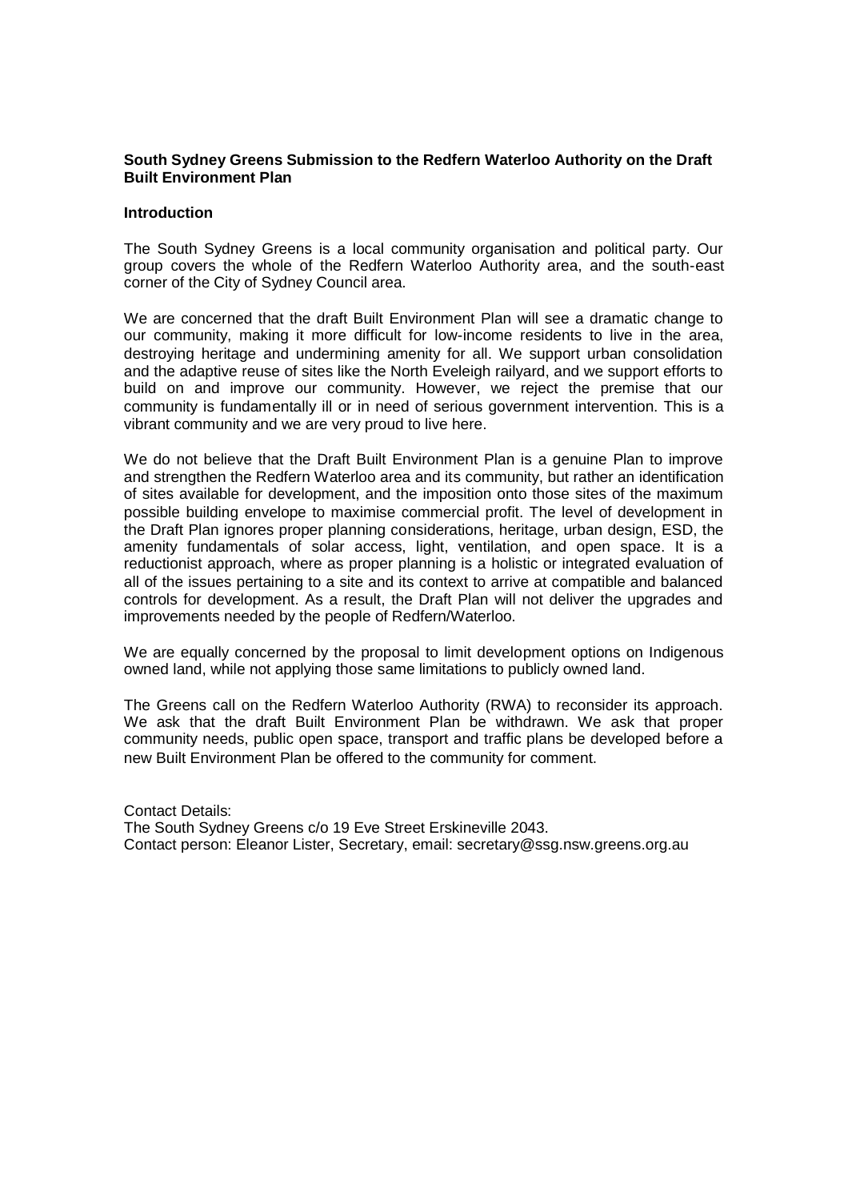**South Sydney Greens Submission to the Redfern Waterloo Authority on the Draft Built Environment Plan**

**Introduction**

The South Sydney Greens is a local community organisation and political party. Our group covers the whole of the Redfern Waterloo Authority area, and the south-east corner of the City of Sydney Council area.

We are concerned that the draft Built Environment Plan will see a dramatic change to our community, making it more difficult for low-income residents to live in the area, destroying heritage and undermining amenity for all. We support urban consolidation and the adaptive reuse of sites like the North Eveleigh railyard, and we support efforts to build on and improve our community. However, we reject the premise that our community is fundamentally ill or in need of serious government intervention. This is a vibrant community and we are very proud to live here.

We do not believe that the Draft Built Environment Plan is a genuine Plan to improve and strengthen the Redfern Waterloo area and its community, but rather an identification of sites available for development, and the imposition onto those sites of the maximum possible building envelope to maximise commercial profit. The level of development in the Draft Plan ignores proper planning considerations, heritage, urban design, ESD, the amenity fundamentals of solar access, light, ventilation, and open space. It is a reductionist approach, where as proper planning is a holistic or integrated evaluation of all of the issues pertaining to a site and its context to arrive at compatible and balanced controls for development. As a result, the Draft Plan will not deliver the upgrades and improvements needed by the people of Redfern/Waterloo.

We are equally concerned by the proposal to limit development options on Indigenous owned land, while not applying those same limitations to publicly owned land.

The Greens call on the Redfern Waterloo Authority (RWA) to reconsider its approach. We ask that the draft Built Environment Plan be withdrawn. We ask that proper community needs, public open space, transport and traffic plans be developed before a new Built Environment Plan be offered to the community for comment.

Contact Details:
The South Sydney Greens c/o 19 Eve Street Erskineville 2043.
Contact person: Eleanor Lister, Secretary, email: secretary@ssg.nsw.greens.org.au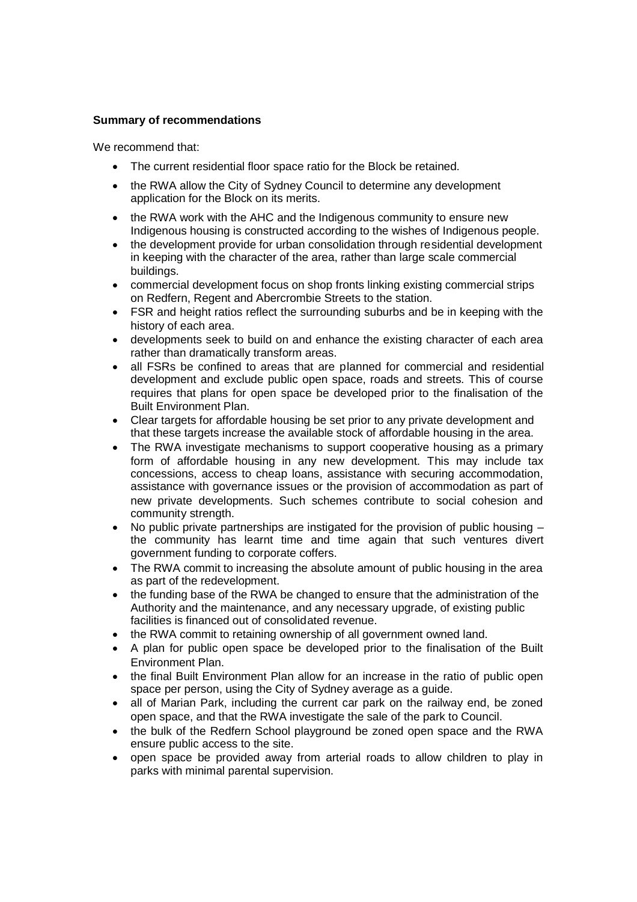**Summary of recommendations**

We recommend that:

- The current residential floor space ratio for the Block be retained.
- the RWA allow the City of Sydney Council to determine any development application for the Block on its merits.
- the RWA work with the AHC and the Indigenous community to ensure new Indigenous housing is constructed according to the wishes of Indigenous people.
- the development provide for urban consolidation through residential development in keeping with the character of the area, rather than large scale commercial buildings.
- commercial development focus on shop fronts linking existing commercial strips on Redfern, Regent and Abercrombie Streets to the station.
- FSR and height ratios reflect the surrounding suburbs and be in keeping with the history of each area.
- developments seek to build on and enhance the existing character of each area rather than dramatically transform areas.
- all FSRs be confined to areas that are planned for commercial and residential development and exclude public open space, roads and streets. This of course requires that plans for open space be developed prior to the finalisation of the Built Environment Plan.
- Clear targets for affordable housing be set prior to any private development and that these targets increase the available stock of affordable housing in the area.
- The RWA investigate mechanisms to support cooperative housing as a primary form of affordable housing in any new development. This may include tax concessions, access to cheap loans, assistance with securing accommodation, assistance with governance issues or the provision of accommodation as part of new private developments. Such schemes contribute to social cohesion and community strength.
- No public private partnerships are instigated for the provision of public housing – the community has learnt time and time again that such ventures divert government funding to corporate coffers.
- The RWA commit to increasing the absolute amount of public housing in the area as part of the redevelopment.
- the funding base of the RWA be changed to ensure that the administration of the Authority and the maintenance, and any necessary upgrade, of existing public facilities is financed out of consolidated revenue.
- the RWA commit to retaining ownership of all government owned land.
- A plan for public open space be developed prior to the finalisation of the Built Environment Plan.
- the final Built Environment Plan allow for an increase in the ratio of public open space per person, using the City of Sydney average as a guide.
- all of Marian Park, including the current car park on the railway end, be zoned open space, and that the RWA investigate the sale of the park to Council.
- the bulk of the Redfern School playground be zoned open space and the RWA ensure public access to the site.
- open space be provided away from arterial roads to allow children to play in parks with minimal parental supervision.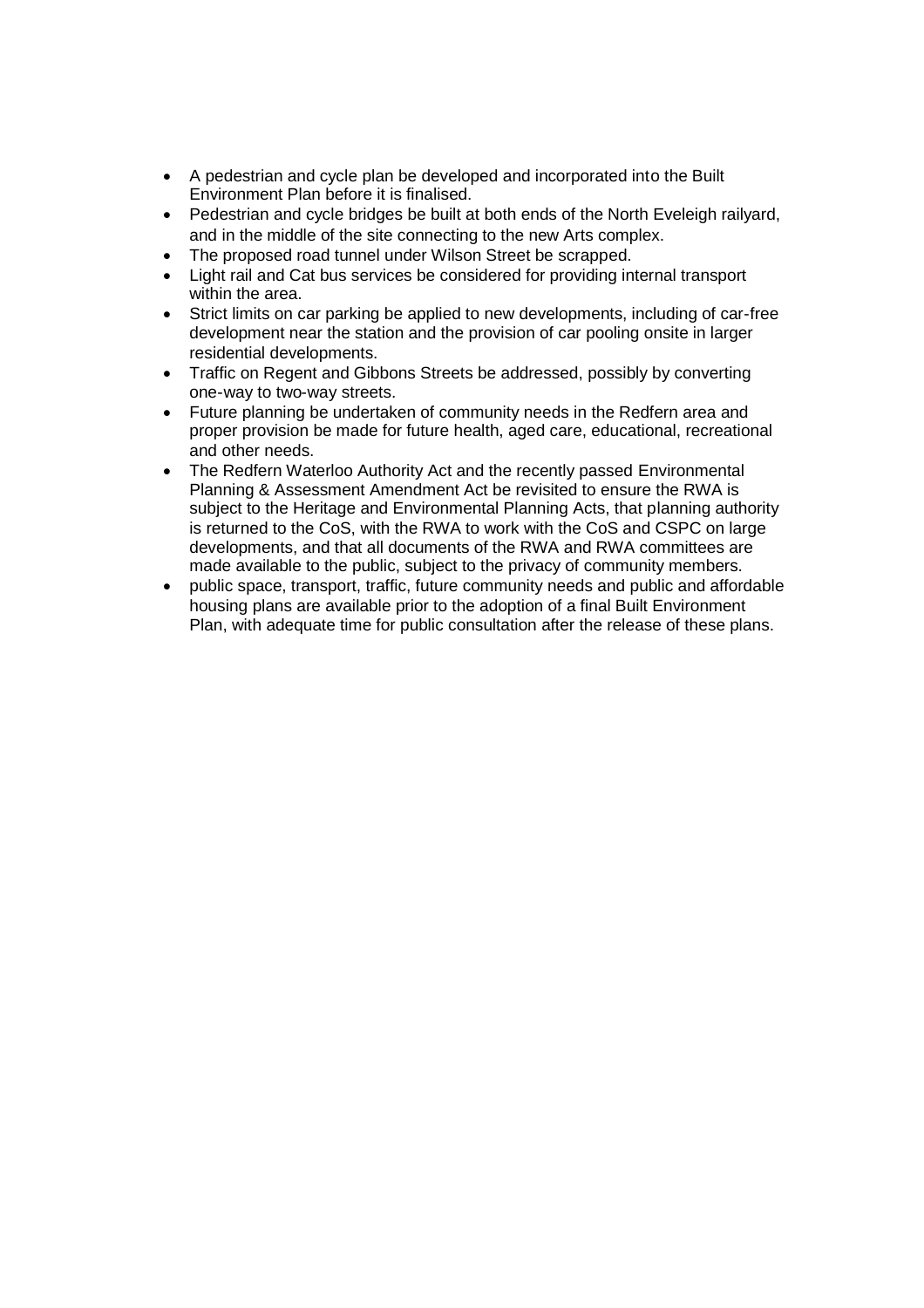- A pedestrian and cycle plan be developed and incorporated into the Built Environment Plan before it is finalised.
- Pedestrian and cycle bridges be built at both ends of the North Eveleigh railyard, and in the middle of the site connecting to the new Arts complex.
- The proposed road tunnel under Wilson Street be scrapped.
- Light rail and Cat bus services be considered for providing internal transport within the area.
- Strict limits on car parking be applied to new developments, including of car-free development near the station and the provision of car pooling onsite in larger residential developments.
- Traffic on Regent and Gibbons Streets be addressed, possibly by converting one-way to two-way streets.
- Future planning be undertaken of community needs in the Redfern area and proper provision be made for future health, aged care, educational, recreational and other needs.
- The Redfern Waterloo Authority Act and the recently passed Environmental Planning & Assessment Amendment Act be revisited to ensure the RWA is subject to the Heritage and Environmental Planning Acts, that planning authority is returned to the CoS, with the RWA to work with the CoS and CSPC on large developments, and that all documents of the RWA and RWA committees are made available to the public, subject to the privacy of community members.
- public space, transport, traffic, future community needs and public and affordable housing plans are available prior to the adoption of a final Built Environment Plan, with adequate time for public consultation after the release of these plans.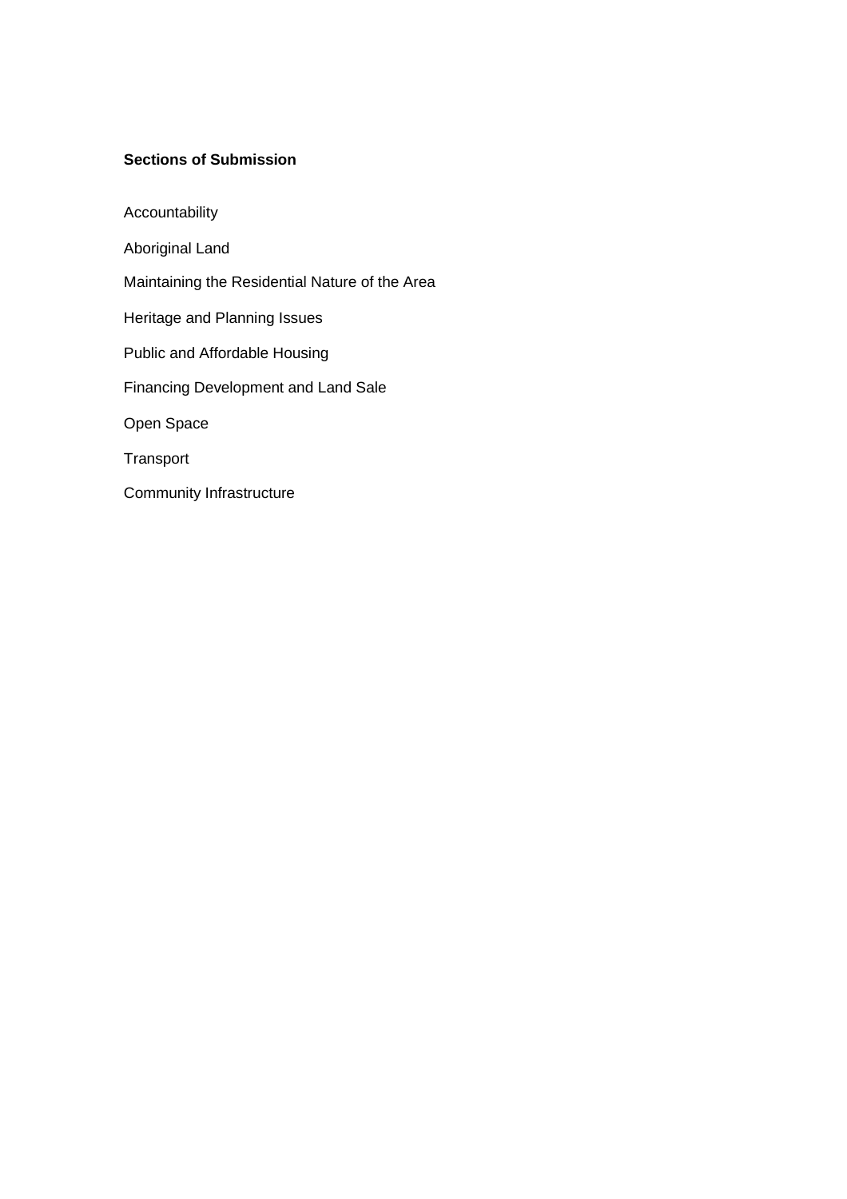**Sections of Submission**

Accountability

Aboriginal Land

Maintaining the Residential Nature of the Area

Heritage and Planning Issues

Public and Affordable Housing

Financing Development and Land Sale

Open Space

Transport

Community Infrastructure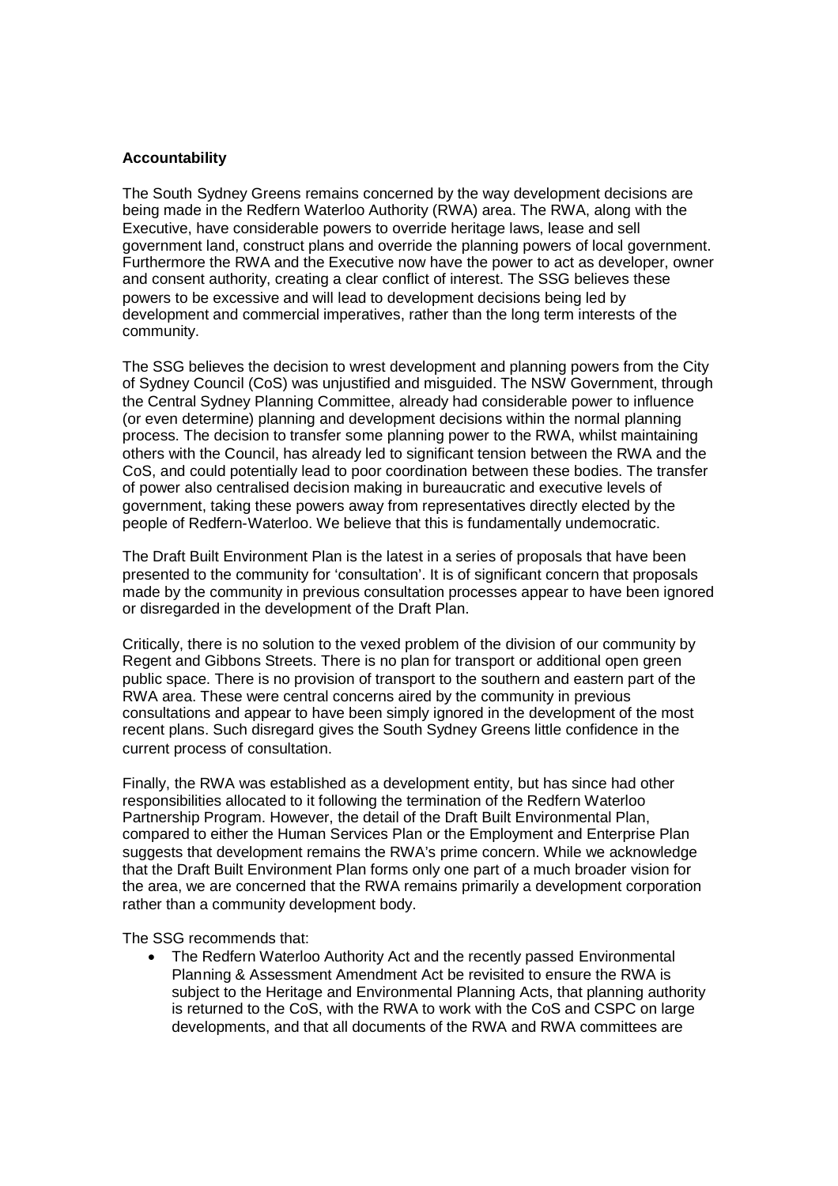**Accountability**

The South Sydney Greens remains concerned by the way development decisions are being made in the Redfern Waterloo Authority (RWA) area. The RWA, along with the Executive, have considerable powers to override heritage laws, lease and sell government land, construct plans and override the planning powers of local government. Furthermore the RWA and the Executive now have the power to act as developer, owner and consent authority, creating a clear conflict of interest. The SSG believes these powers to be excessive and will lead to development decisions being led by development and commercial imperatives, rather than the long term interests of the community.

The SSG believes the decision to wrest development and planning powers from the City of Sydney Council (CoS) was unjustified and misguided. The NSW Government, through the Central Sydney Planning Committee, already had considerable power to influence (or even determine) planning and development decisions within the normal planning process. The decision to transfer some planning power to the RWA, whilst maintaining others with the Council, has already led to significant tension between the RWA and the CoS, and could potentially lead to poor coordination between these bodies. The transfer of power also centralised decision making in bureaucratic and executive levels of government, taking these powers away from representatives directly elected by the people of Redfern-Waterloo. We believe that this is fundamentally undemocratic.

The Draft Built Environment Plan is the latest in a series of proposals that have been presented to the community for 'consultation'. It is of significant concern that proposals made by the community in previous consultation processes appear to have been ignored or disregarded in the development of the Draft Plan.

Critically, there is no solution to the vexed problem of the division of our community by Regent and Gibbons Streets. There is no plan for transport or additional open green public space. There is no provision of transport to the southern and eastern part of the RWA area. These were central concerns aired by the community in previous consultations and appear to have been simply ignored in the development of the most recent plans. Such disregard gives the South Sydney Greens little confidence in the current process of consultation.

Finally, the RWA was established as a development entity, but has since had other responsibilities allocated to it following the termination of the Redfern Waterloo Partnership Program. However, the detail of the Draft Built Environmental Plan, compared to either the Human Services Plan or the Employment and Enterprise Plan suggests that development remains the RWA's prime concern. While we acknowledge that the Draft Built Environment Plan forms only one part of a much broader vision for the area, we are concerned that the RWA remains primarily a development corporation rather than a community development body.

The SSG recommends that:

- The Redfern Waterloo Authority Act and the recently passed Environmental Planning & Assessment Amendment Act be revisited to ensure the RWA is subject to the Heritage and Environmental Planning Acts, that planning authority is returned to the CoS, with the RWA to work with the CoS and CSPC on large developments, and that all documents of the RWA and RWA committees are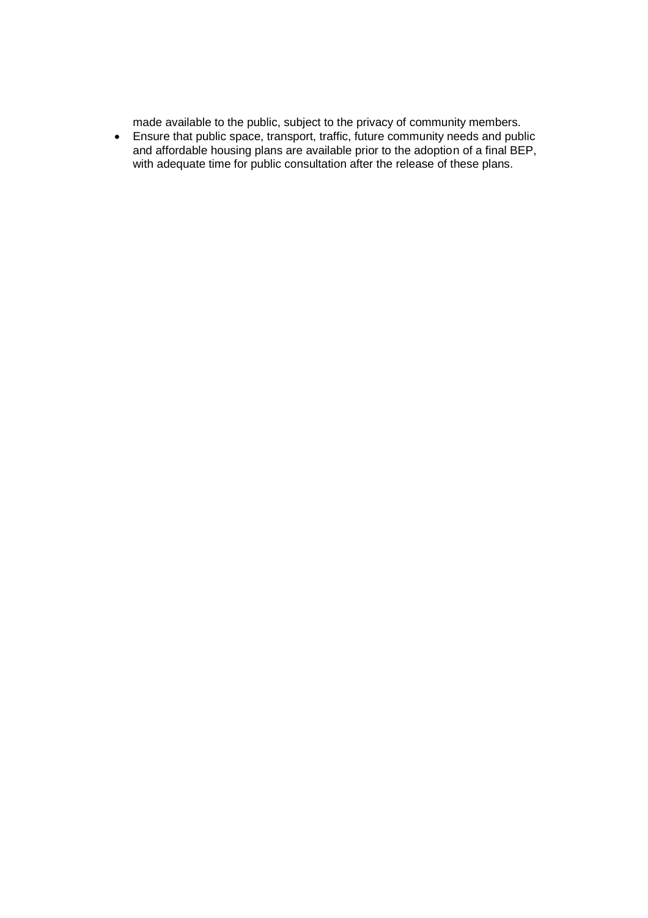made available to the public, subject to the privacy of community members.

- Ensure that public space, transport, traffic, future community needs and public and affordable housing plans are available prior to the adoption of a final BEP, with adequate time for public consultation after the release of these plans.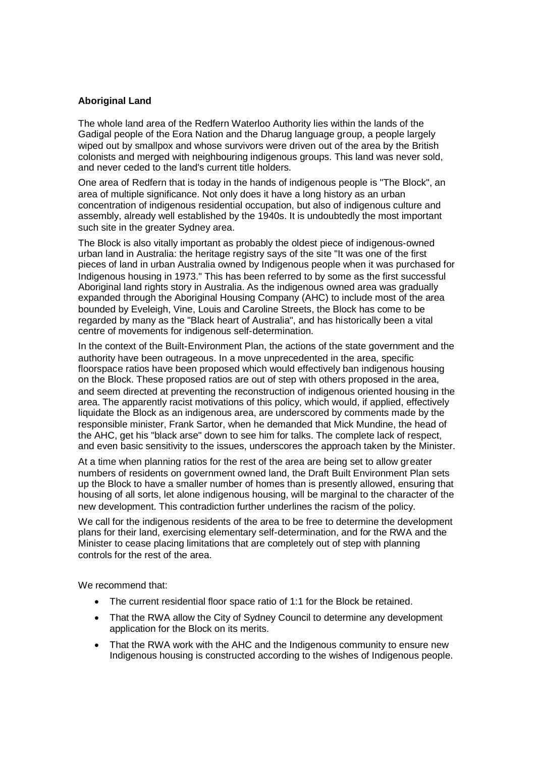**Aboriginal Land**

The whole land area of the Redfern Waterloo Authority lies within the lands of the Gadigal people of the Eora Nation and the Dharug language group, a people largely wiped out by smallpox and whose survivors were driven out of the area by the British colonists and merged with neighbouring indigenous groups. This land was never sold, and never ceded to the land's current title holders.

One area of Redfern that is today in the hands of indigenous people is "The Block", an area of multiple significance. Not only does it have a long history as an urban concentration of indigenous residential occupation, but also of indigenous culture and assembly, already well established by the 1940s. It is undoubtedly the most important such site in the greater Sydney area.

The Block is also vitally important as probably the oldest piece of indigenous-owned urban land in Australia: the heritage registry says of the site "It was one of the first pieces of land in urban Australia owned by Indigenous people when it was purchased for Indigenous housing in 1973." This has been referred to by some as the first successful Aboriginal land rights story in Australia. As the indigenous owned area was gradually expanded through the Aboriginal Housing Company (AHC) to include most of the area bounded by Eveleigh, Vine, Louis and Caroline Streets, the Block has come to be regarded by many as the "Black heart of Australia", and has historically been a vital centre of movements for indigenous self-determination.

In the context of the Built-Environment Plan, the actions of the state government and the authority have been outrageous. In a move unprecedented in the area, specific floorspace ratios have been proposed which would effectively ban indigenous housing on the Block. These proposed ratios are out of step with others proposed in the area, and seem directed at preventing the reconstruction of indigenous oriented housing in the area. The apparently racist motivations of this policy, which would, if applied, effectively liquidate the Block as an indigenous area, are underscored by comments made by the responsible minister, Frank Sartor, when he demanded that Mick Mundine, the head of the AHC, get his "black arse" down to see him for talks. The complete lack of respect, and even basic sensitivity to the issues, underscores the approach taken by the Minister.

At a time when planning ratios for the rest of the area are being set to allow greater numbers of residents on government owned land, the Draft Built Environment Plan sets up the Block to have a smaller number of homes than is presently allowed, ensuring that housing of all sorts, let alone indigenous housing, will be marginal to the character of the new development. This contradiction further underlines the racism of the policy.

We call for the indigenous residents of the area to be free to determine the development plans for their land, exercising elementary self-determination, and for the RWA and the Minister to cease placing limitations that are completely out of step with planning controls for the rest of the area.

We recommend that:

- The current residential floor space ratio of 1:1 for the Block be retained.
- That the RWA allow the City of Sydney Council to determine any development application for the Block on its merits.
- That the RWA work with the AHC and the Indigenous community to ensure new Indigenous housing is constructed according to the wishes of Indigenous people.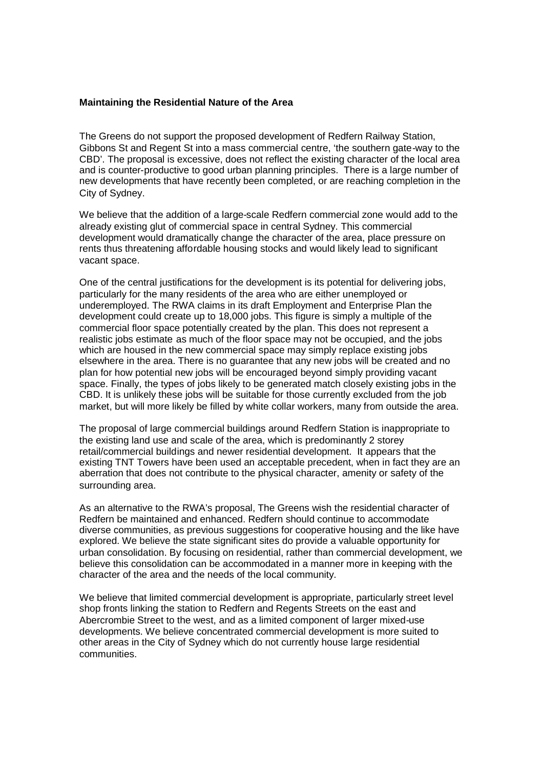**Maintaining the Residential Nature of the Area**

The Greens do not support the proposed development of Redfern Railway Station, Gibbons St and Regent St into a mass commercial centre, 'the southern gate-way to the CBD'. The proposal is excessive, does not reflect the existing character of the local area and is counter-productive to good urban planning principles. There is a large number of new developments that have recently been completed, or are reaching completion in the City of Sydney.

We believe that the addition of a large-scale Redfern commercial zone would add to the already existing glut of commercial space in central Sydney. This commercial development would dramatically change the character of the area, place pressure on rents thus threatening affordable housing stocks and would likely lead to significant vacant space.

One of the central justifications for the development is its potential for delivering jobs, particularly for the many residents of the area who are either unemployed or underemployed. The RWA claims in its draft Employment and Enterprise Plan the development could create up to 18,000 jobs. This figure is simply a multiple of the commercial floor space potentially created by the plan. This does not represent a realistic jobs estimate as much of the floor space may not be occupied, and the jobs which are housed in the new commercial space may simply replace existing jobs elsewhere in the area. There is no guarantee that any new jobs will be created and no plan for how potential new jobs will be encouraged beyond simply providing vacant space. Finally, the types of jobs likely to be generated match closely existing jobs in the CBD. It is unlikely these jobs will be suitable for those currently excluded from the job market, but will more likely be filled by white collar workers, many from outside the area.

The proposal of large commercial buildings around Redfern Station is inappropriate to the existing land use and scale of the area, which is predominantly 2 storey retail/commercial buildings and newer residential development. It appears that the existing TNT Towers have been used an acceptable precedent, when in fact they are an aberration that does not contribute to the physical character, amenity or safety of the surrounding area.

As an alternative to the RWA's proposal, The Greens wish the residential character of Redfern be maintained and enhanced. Redfern should continue to accommodate diverse communities, as previous suggestions for cooperative housing and the like have explored. We believe the state significant sites do provide a valuable opportunity for urban consolidation. By focusing on residential, rather than commercial development, we believe this consolidation can be accommodated in a manner more in keeping with the character of the area and the needs of the local community.

We believe that limited commercial development is appropriate, particularly street level shop fronts linking the station to Redfern and Regents Streets on the east and Abercrombie Street to the west, and as a limited component of larger mixed-use developments. We believe concentrated commercial development is more suited to other areas in the City of Sydney which do not currently house large residential communities.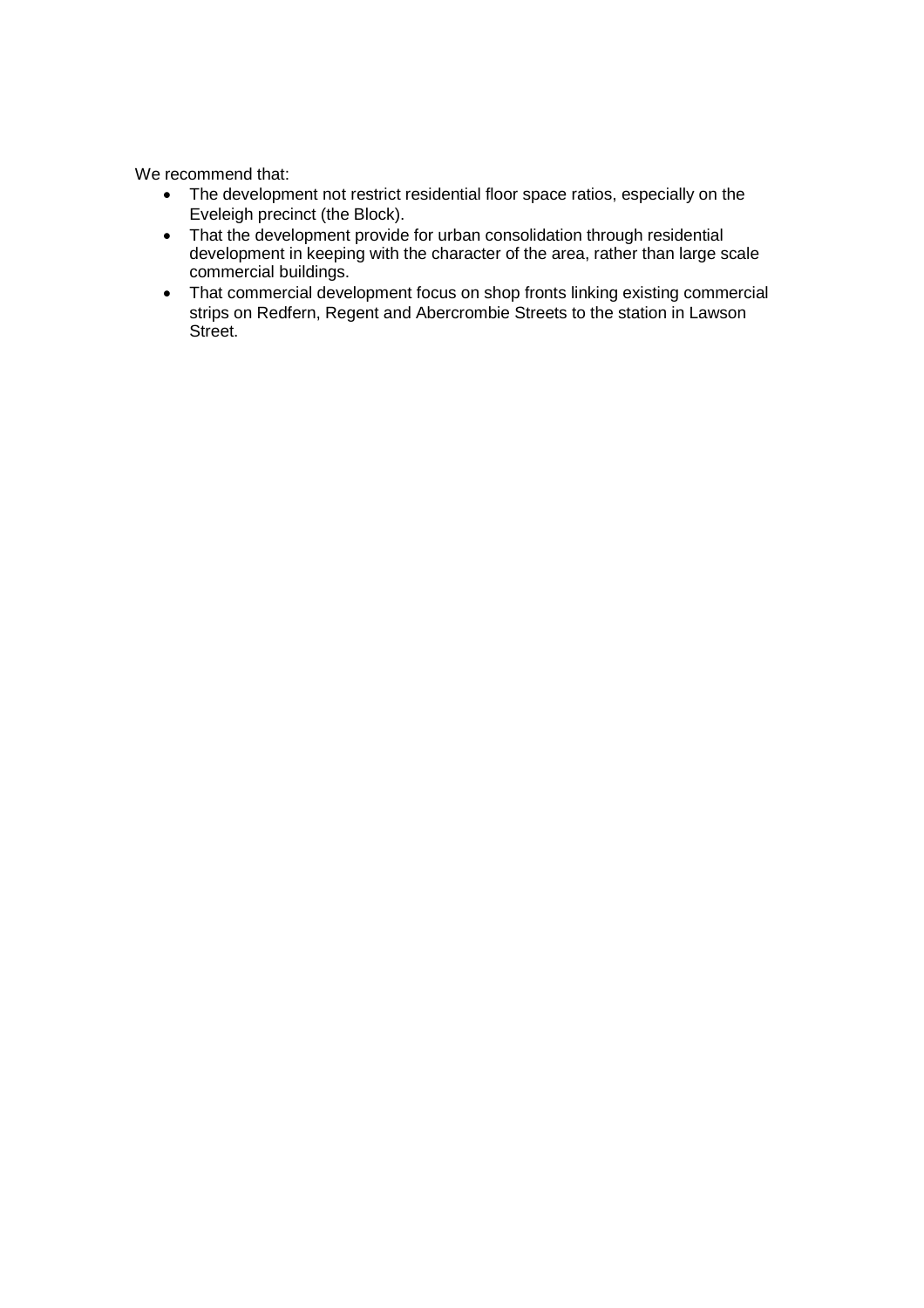We recommend that:

- The development not restrict residential floor space ratios, especially on the Eveleigh precinct (the Block).
- That the development provide for urban consolidation through residential development in keeping with the character of the area, rather than large scale commercial buildings.
- That commercial development focus on shop fronts linking existing commercial strips on Redfern, Regent and Abercrombie Streets to the station in Lawson Street.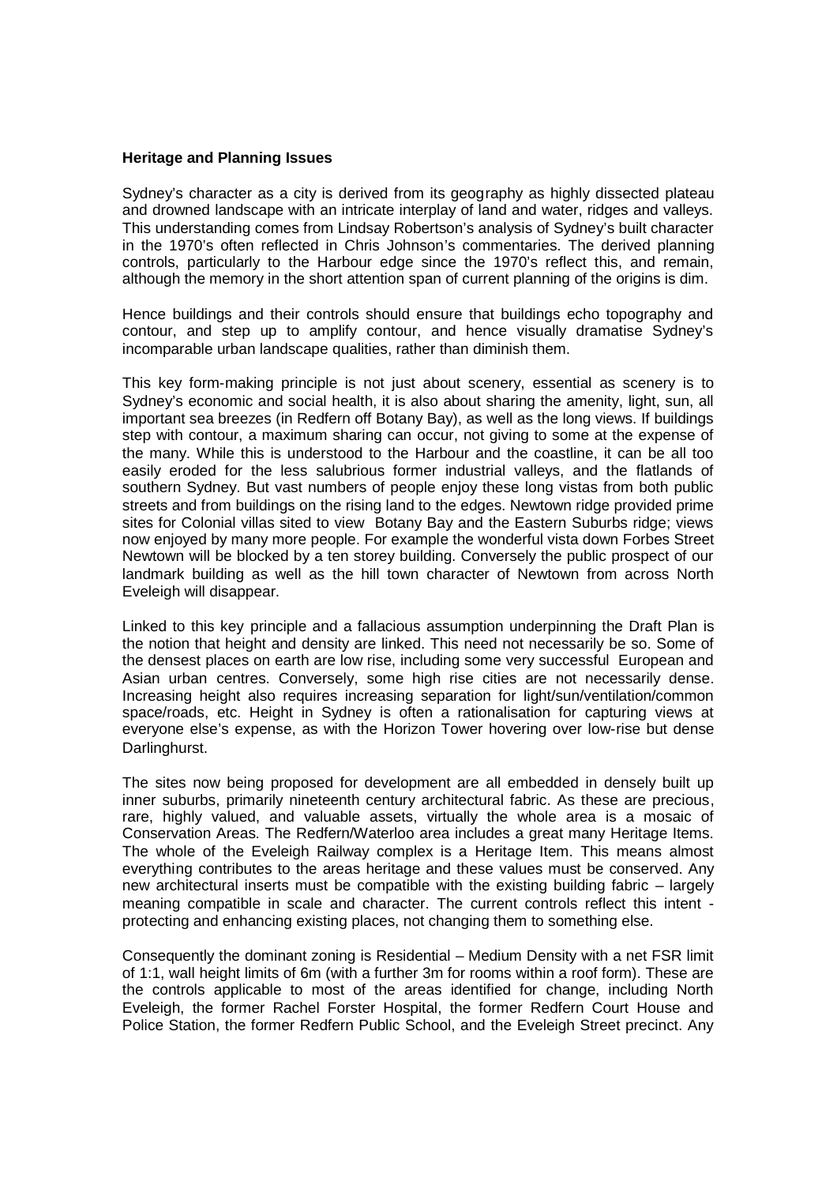**Heritage and Planning Issues**

Sydney's character as a city is derived from its geography as highly dissected plateau and drowned landscape with an intricate interplay of land and water, ridges and valleys. This understanding comes from Lindsay Robertson's analysis of Sydney's built character in the 1970's often reflected in Chris Johnson's commentaries. The derived planning controls, particularly to the Harbour edge since the 1970's reflect this, and remain, although the memory in the short attention span of current planning of the origins is dim.

Hence buildings and their controls should ensure that buildings echo topography and contour, and step up to amplify contour, and hence visually dramatise Sydney's incomparable urban landscape qualities, rather than diminish them.

This key form-making principle is not just about scenery, essential as scenery is to Sydney's economic and social health, it is also about sharing the amenity, light, sun, all important sea breezes (in Redfern off Botany Bay), as well as the long views. If buildings step with contour, a maximum sharing can occur, not giving to some at the expense of the many. While this is understood to the Harbour and the coastline, it can be all too easily eroded for the less salubrious former industrial valleys, and the flatlands of southern Sydney. But vast numbers of people enjoy these long vistas from both public streets and from buildings on the rising land to the edges. Newtown ridge provided prime sites for Colonial villas sited to view Botany Bay and the Eastern Suburbs ridge; views now enjoyed by many more people. For example the wonderful vista down Forbes Street Newtown will be blocked by a ten storey building. Conversely the public prospect of our landmark building as well as the hill town character of Newtown from across North Eveleigh will disappear.

Linked to this key principle and a fallacious assumption underpinning the Draft Plan is the notion that height and density are linked. This need not necessarily be so. Some of the densest places on earth are low rise, including some very successful European and Asian urban centres. Conversely, some high rise cities are not necessarily dense. Increasing height also requires increasing separation for light/sun/ventilation/common space/roads, etc. Height in Sydney is often a rationalisation for capturing views at everyone else's expense, as with the Horizon Tower hovering over low-rise but dense Darlinghurst.

The sites now being proposed for development are all embedded in densely built up inner suburbs, primarily nineteenth century architectural fabric. As these are precious, rare, highly valued, and valuable assets, virtually the whole area is a mosaic of Conservation Areas. The Redfern/Waterloo area includes a great many Heritage Items. The whole of the Eveleigh Railway complex is a Heritage Item. This means almost everything contributes to the areas heritage and these values must be conserved. Any new architectural inserts must be compatible with the existing building fabric – largely meaning compatible in scale and character. The current controls reflect this intent - protecting and enhancing existing places, not changing them to something else.

Consequently the dominant zoning is Residential – Medium Density with a net FSR limit of 1:1, wall height limits of 6m (with a further 3m for rooms within a roof form). These are the controls applicable to most of the areas identified for change, including North Eveleigh, the former Rachel Forster Hospital, the former Redfern Court House and Police Station, the former Redfern Public School, and the Eveleigh Street precinct. Any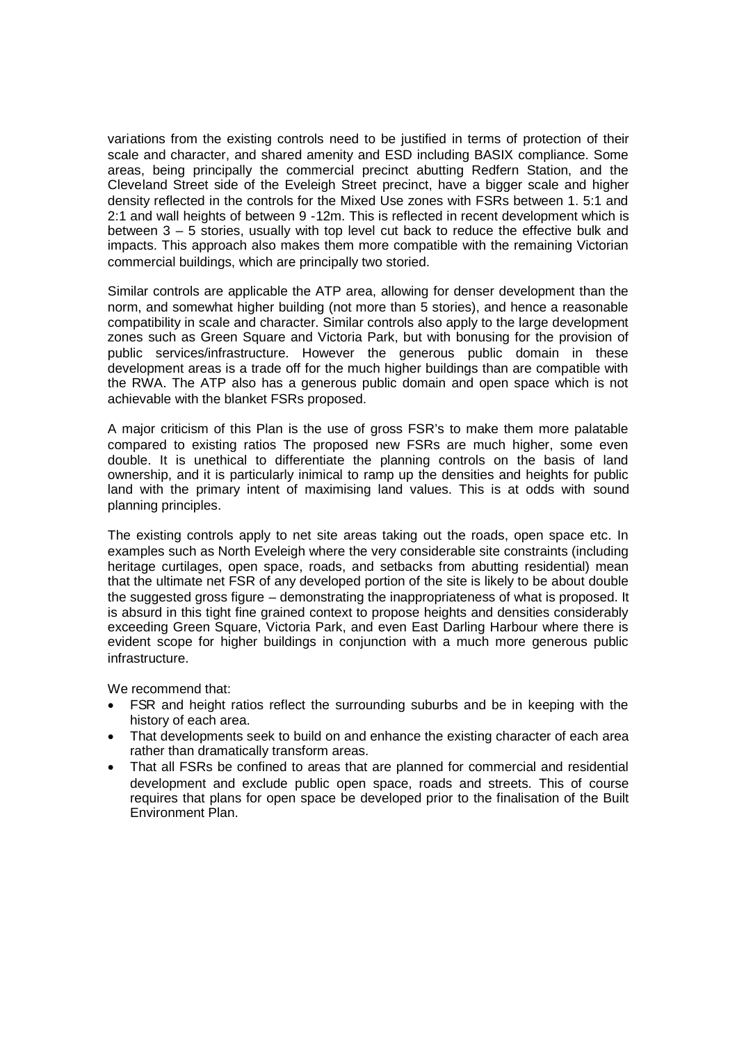variations from the existing controls need to be justified in terms of protection of their scale and character, and shared amenity and ESD including BASIX compliance. Some areas, being principally the commercial precinct abutting Redfern Station, and the Cleveland Street side of the Eveleigh Street precinct, have a bigger scale and higher density reflected in the controls for the Mixed Use zones with FSRs between 1. 5:1 and 2:1 and wall heights of between 9 -12m. This is reflected in recent development which is between 3 – 5 stories, usually with top level cut back to reduce the effective bulk and impacts. This approach also makes them more compatible with the remaining Victorian commercial buildings, which are principally two storied.

Similar controls are applicable the ATP area, allowing for denser development than the norm, and somewhat higher building (not more than 5 stories), and hence a reasonable compatibility in scale and character. Similar controls also apply to the large development zones such as Green Square and Victoria Park, but with bonusing for the provision of public services/infrastructure. However the generous public domain in these development areas is a trade off for the much higher buildings than are compatible with the RWA. The ATP also has a generous public domain and open space which is not achievable with the blanket FSRs proposed.

A major criticism of this Plan is the use of gross FSR's to make them more palatable compared to existing ratios The proposed new FSRs are much higher, some even double. It is unethical to differentiate the planning controls on the basis of land ownership, and it is particularly inimical to ramp up the densities and heights for public land with the primary intent of maximising land values. This is at odds with sound planning principles.

The existing controls apply to net site areas taking out the roads, open space etc. In examples such as North Eveleigh where the very considerable site constraints (including heritage curtilages, open space, roads, and setbacks from abutting residential) mean that the ultimate net FSR of any developed portion of the site is likely to be about double the suggested gross figure – demonstrating the inappropriateness of what is proposed. It is absurd in this tight fine grained context to propose heights and densities considerably exceeding Green Square, Victoria Park, and even East Darling Harbour where there is evident scope for higher buildings in conjunction with a much more generous public infrastructure.

We recommend that:

- FSR and height ratios reflect the surrounding suburbs and be in keeping with the history of each area.
- That developments seek to build on and enhance the existing character of each area rather than dramatically transform areas.
- That all FSRs be confined to areas that are planned for commercial and residential development and exclude public open space, roads and streets. This of course requires that plans for open space be developed prior to the finalisation of the Built Environment Plan.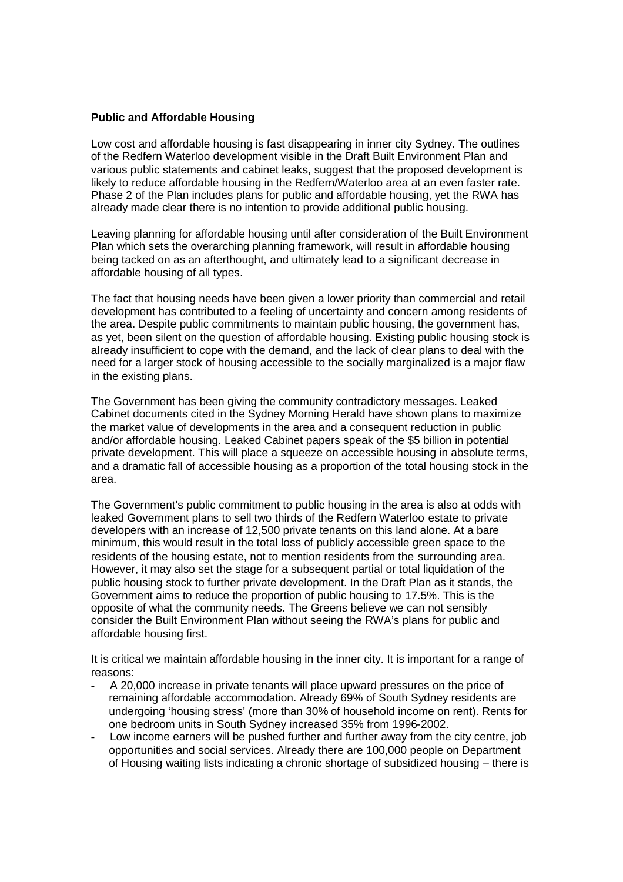**Public and Affordable Housing**

Low cost and affordable housing is fast disappearing in inner city Sydney. The outlines of the Redfern Waterloo development visible in the Draft Built Environment Plan and various public statements and cabinet leaks, suggest that the proposed development is likely to reduce affordable housing in the Redfern/Waterloo area at an even faster rate. Phase 2 of the Plan includes plans for public and affordable housing, yet the RWA has already made clear there is no intention to provide additional public housing.

Leaving planning for affordable housing until after consideration of the Built Environment Plan which sets the overarching planning framework, will result in affordable housing being tacked on as an afterthought, and ultimately lead to a significant decrease in affordable housing of all types.

The fact that housing needs have been given a lower priority than commercial and retail development has contributed to a feeling of uncertainty and concern among residents of the area. Despite public commitments to maintain public housing, the government has, as yet, been silent on the question of affordable housing. Existing public housing stock is already insufficient to cope with the demand, and the lack of clear plans to deal with the need for a larger stock of housing accessible to the socially marginalized is a major flaw in the existing plans.

The Government has been giving the community contradictory messages. Leaked Cabinet documents cited in the Sydney Morning Herald have shown plans to maximize the market value of developments in the area and a consequent reduction in public and/or affordable housing. Leaked Cabinet papers speak of the $5 billion in potential private development. This will place a squeeze on accessible housing in absolute terms, and a dramatic fall of accessible housing as a proportion of the total housing stock in the area.

The Government's public commitment to public housing in the area is also at odds with leaked Government plans to sell two thirds of the Redfern Waterloo estate to private developers with an increase of 12,500 private tenants on this land alone. At a bare minimum, this would result in the total loss of publicly accessible green space to the residents of the housing estate, not to mention residents from the surrounding area. However, it may also set the stage for a subsequent partial or total liquidation of the public housing stock to further private development. In the Draft Plan as it stands, the Government aims to reduce the proportion of public housing to 17.5%. This is the opposite of what the community needs. The Greens believe we can not sensibly consider the Built Environment Plan without seeing the RWA's plans for public and affordable housing first.

It is critical we maintain affordable housing in the inner city. It is important for a range of reasons:

- A 20,000 increase in private tenants will place upward pressures on the price of remaining affordable accommodation. Already 69% of South Sydney residents are undergoing 'housing stress' (more than 30% of household income on rent). Rents for one bedroom units in South Sydney increased 35% from 1996-2002.
- Low income earners will be pushed further and further away from the city centre, job opportunities and social services. Already there are 100,000 people on Department of Housing waiting lists indicating a chronic shortage of subsidized housing – there is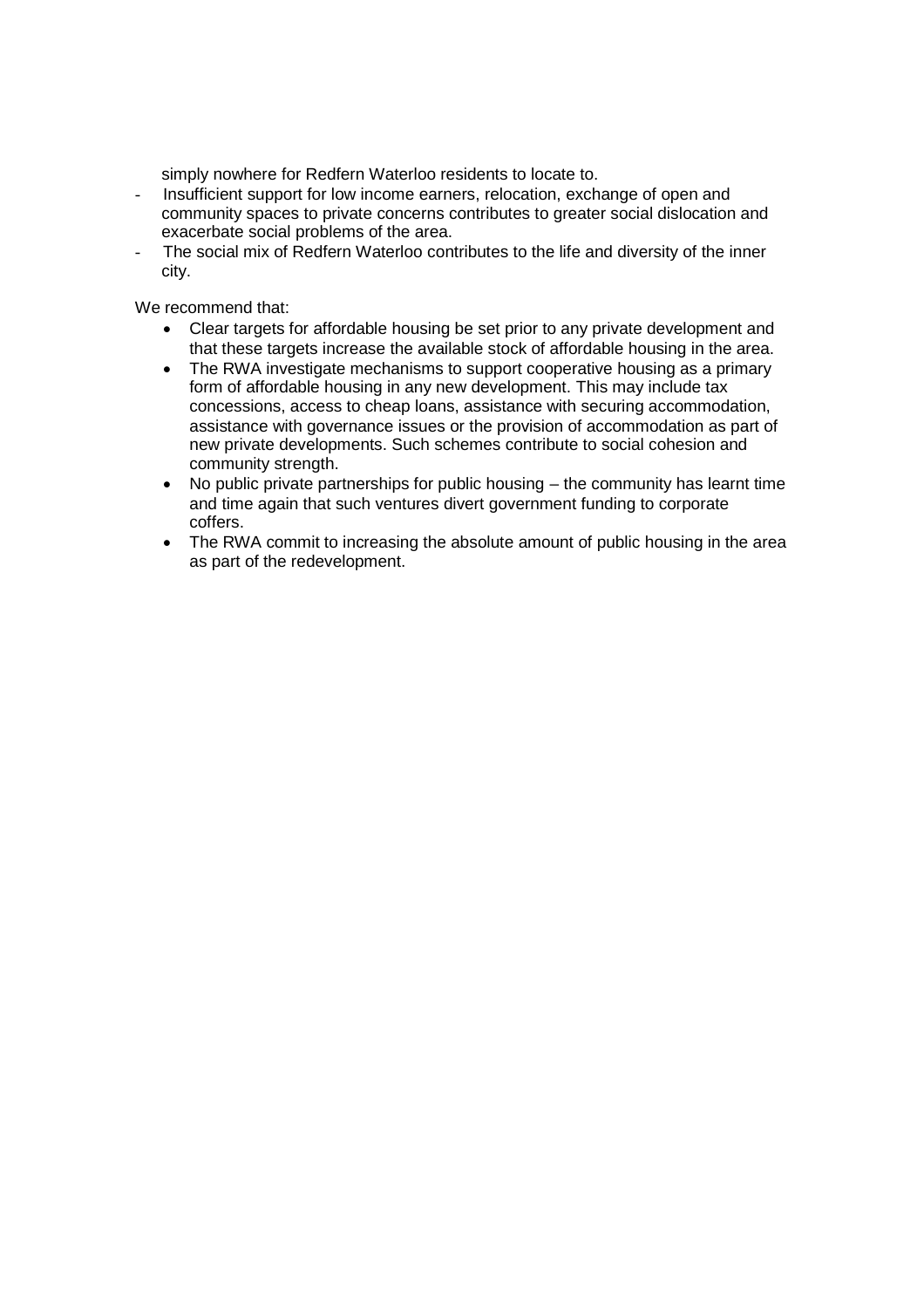simply nowhere for Redfern Waterloo residents to locate to.

- Insufficient support for low income earners, relocation, exchange of open and community spaces to private concerns contributes to greater social dislocation and exacerbate social problems of the area.
- The social mix of Redfern Waterloo contributes to the life and diversity of the inner city.

We recommend that:

- Clear targets for affordable housing be set prior to any private development and that these targets increase the available stock of affordable housing in the area.
- The RWA investigate mechanisms to support cooperative housing as a primary form of affordable housing in any new development. This may include tax concessions, access to cheap loans, assistance with securing accommodation, assistance with governance issues or the provision of accommodation as part of new private developments. Such schemes contribute to social cohesion and community strength.
- No public private partnerships for public housing – the community has learnt time and time again that such ventures divert government funding to corporate coffers.
- The RWA commit to increasing the absolute amount of public housing in the area as part of the redevelopment.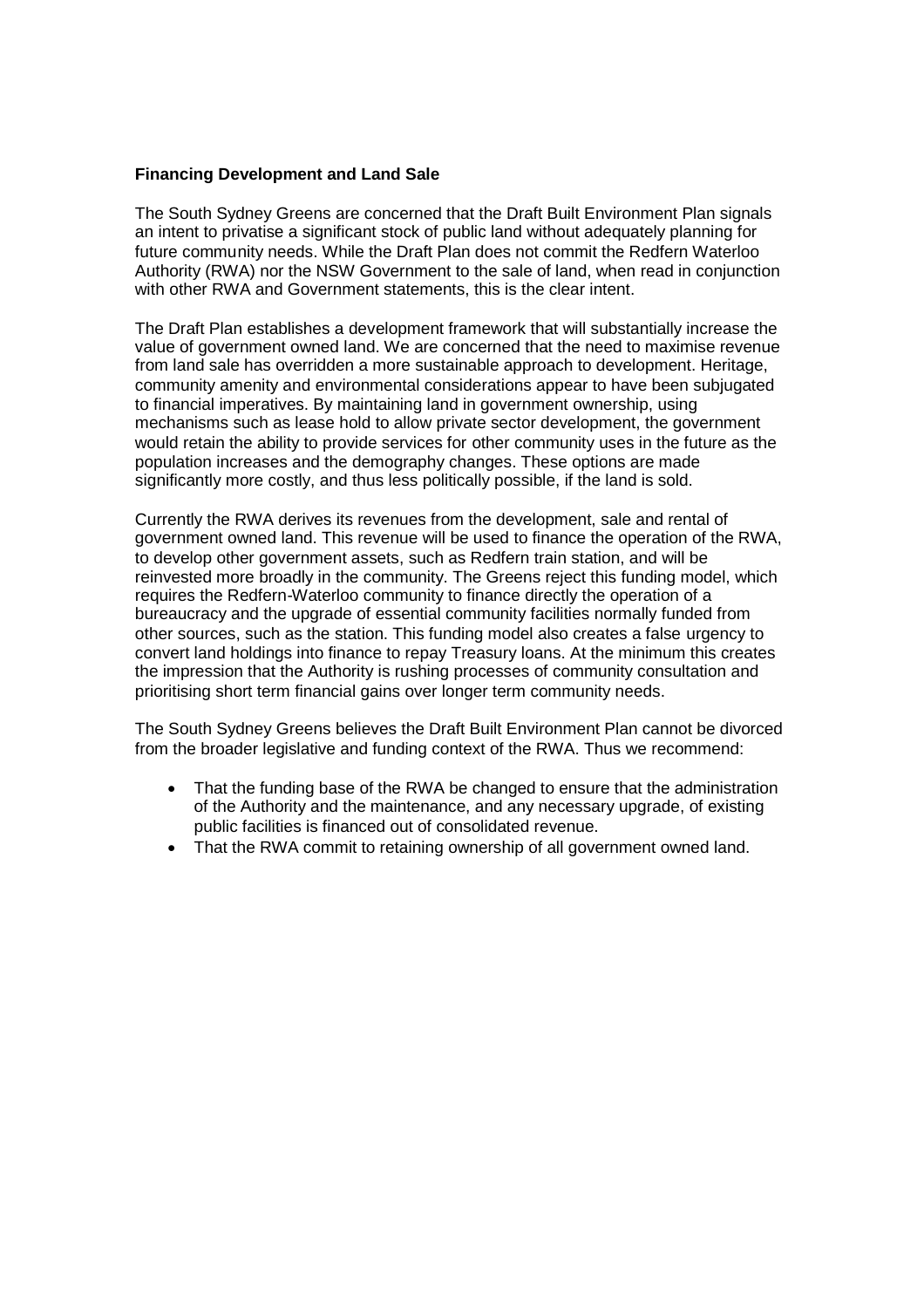**Financing Development and Land Sale**

The South Sydney Greens are concerned that the Draft Built Environment Plan signals an intent to privatise a significant stock of public land without adequately planning for future community needs. While the Draft Plan does not commit the Redfern Waterloo Authority (RWA) nor the NSW Government to the sale of land, when read in conjunction with other RWA and Government statements, this is the clear intent.

The Draft Plan establishes a development framework that will substantially increase the value of government owned land. We are concerned that the need to maximise revenue from land sale has overridden a more sustainable approach to development. Heritage, community amenity and environmental considerations appear to have been subjugated to financial imperatives. By maintaining land in government ownership, using mechanisms such as lease hold to allow private sector development, the government would retain the ability to provide services for other community uses in the future as the population increases and the demography changes. These options are made significantly more costly, and thus less politically possible, if the land is sold.

Currently the RWA derives its revenues from the development, sale and rental of government owned land. This revenue will be used to finance the operation of the RWA, to develop other government assets, such as Redfern train station, and will be reinvested more broadly in the community. The Greens reject this funding model, which requires the Redfern-Waterloo community to finance directly the operation of a bureaucracy and the upgrade of essential community facilities normally funded from other sources, such as the station. This funding model also creates a false urgency to convert land holdings into finance to repay Treasury loans. At the minimum this creates the impression that the Authority is rushing processes of community consultation and prioritising short term financial gains over longer term community needs.

The South Sydney Greens believes the Draft Built Environment Plan cannot be divorced from the broader legislative and funding context of the RWA. Thus we recommend:

- That the funding base of the RWA be changed to ensure that the administration of the Authority and the maintenance, and any necessary upgrade, of existing public facilities is financed out of consolidated revenue.
- That the RWA commit to retaining ownership of all government owned land.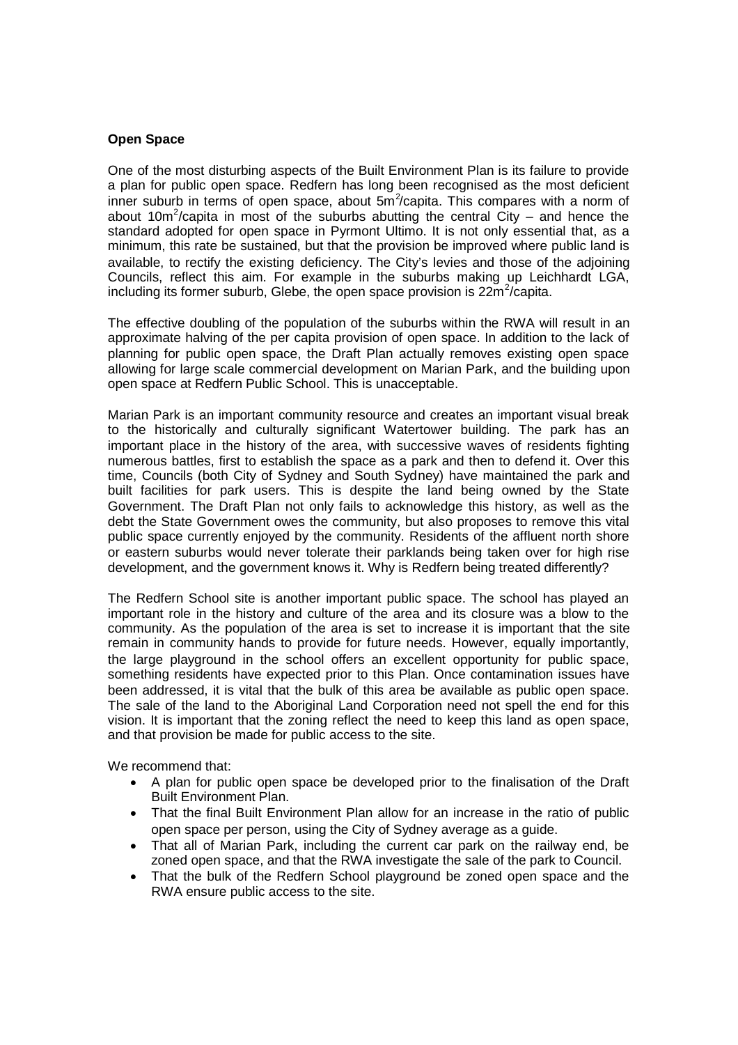**Open Space**

One of the most disturbing aspects of the Built Environment Plan is its failure to provide a plan for public open space. Redfern has long been recognised as the most deficient inner suburb in terms of open space, about $5m^2$/capita. This compares with a norm of about $10m^2$/capita in most of the suburbs abutting the central City – and hence the standard adopted for open space in Pyrmont Ultimo. It is not only essential that, as a minimum, this rate be sustained, but that the provision be improved where public land is available, to rectify the existing deficiency. The City's levies and those of the adjoining Councils, reflect this aim. For example in the suburbs making up Leichhardt LGA, including its former suburb, Glebe, the open space provision is $22m^2$/capita.

The effective doubling of the population of the suburbs within the RWA will result in an approximate halving of the per capita provision of open space. In addition to the lack of planning for public open space, the Draft Plan actually removes existing open space allowing for large scale commercial development on Marian Park, and the building upon open space at Redfern Public School. This is unacceptable.

Marian Park is an important community resource and creates an important visual break to the historically and culturally significant Watertower building. The park has an important place in the history of the area, with successive waves of residents fighting numerous battles, first to establish the space as a park and then to defend it. Over this time, Councils (both City of Sydney and South Sydney) have maintained the park and built facilities for park users. This is despite the land being owned by the State Government. The Draft Plan not only fails to acknowledge this history, as well as the debt the State Government owes the community, but also proposes to remove this vital public space currently enjoyed by the community. Residents of the affluent north shore or eastern suburbs would never tolerate their parklands being taken over for high rise development, and the government knows it. Why is Redfern being treated differently?

The Redfern School site is another important public space. The school has played an important role in the history and culture of the area and its closure was a blow to the community. As the population of the area is set to increase it is important that the site remain in community hands to provide for future needs. However, equally importantly, the large playground in the school offers an excellent opportunity for public space, something residents have expected prior to this Plan. Once contamination issues have been addressed, it is vital that the bulk of this area be available as public open space. The sale of the land to the Aboriginal Land Corporation need not spell the end for this vision. It is important that the zoning reflect the need to keep this land as open space, and that provision be made for public access to the site.

We recommend that:

- A plan for public open space be developed prior to the finalisation of the Draft Built Environment Plan.
- That the final Built Environment Plan allow for an increase in the ratio of public open space per person, using the City of Sydney average as a guide.
- That all of Marian Park, including the current car park on the railway end, be zoned open space, and that the RWA investigate the sale of the park to Council.
- That the bulk of the Redfern School playground be zoned open space and the RWA ensure public access to the site.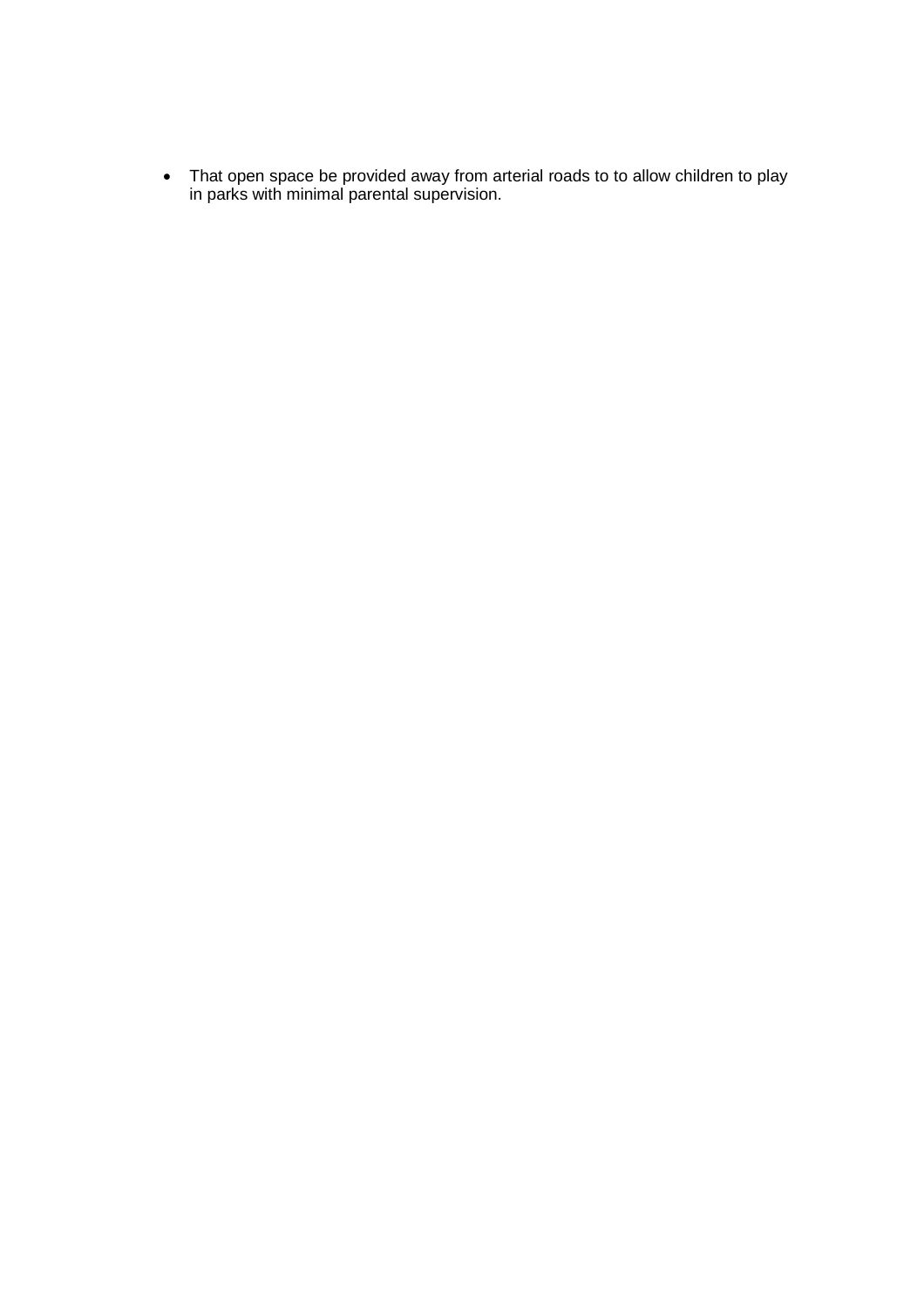- That open space be provided away from arterial roads to to allow children to play in parks with minimal parental supervision.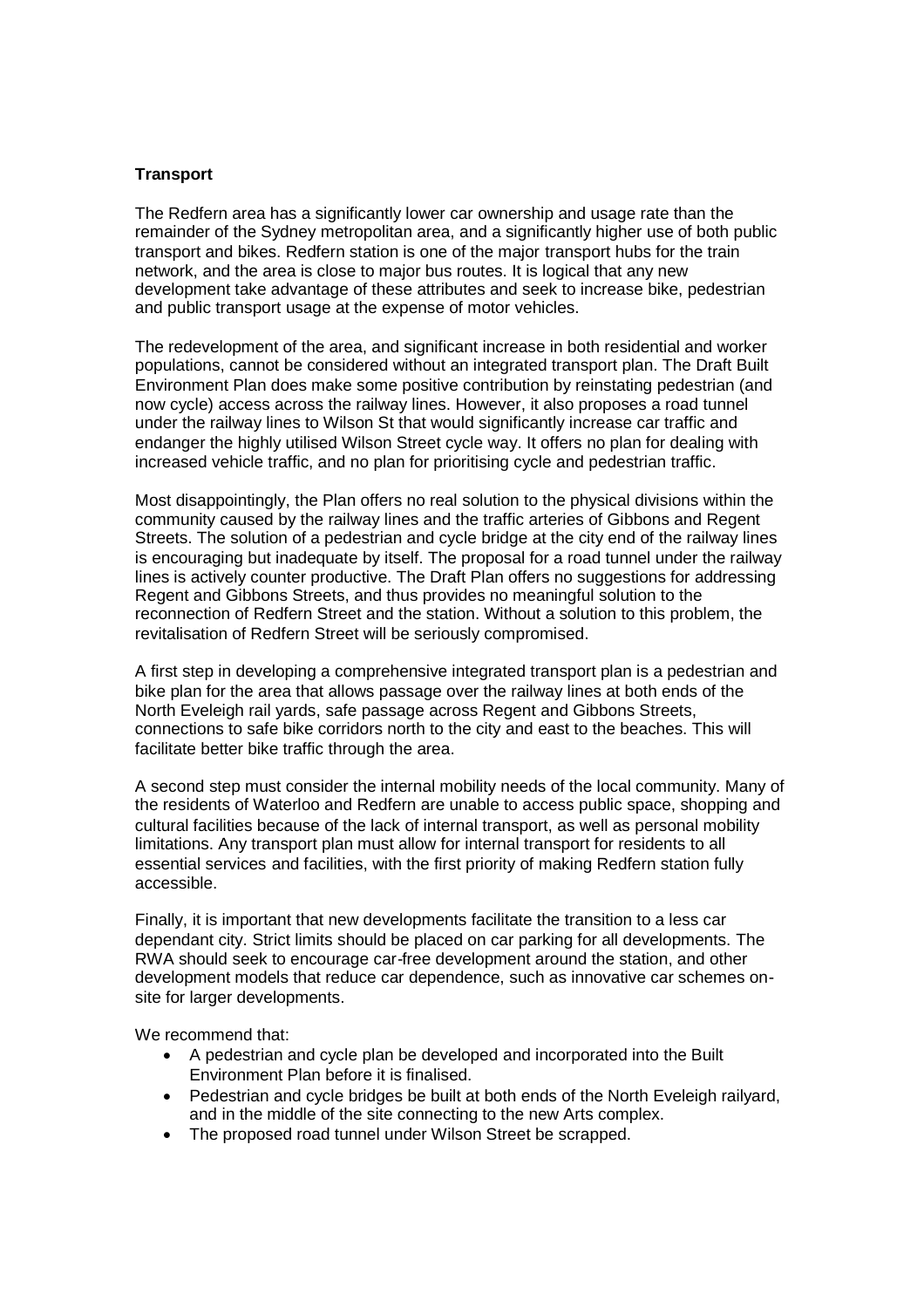**Transport**

The Redfern area has a significantly lower car ownership and usage rate than the remainder of the Sydney metropolitan area, and a significantly higher use of both public transport and bikes. Redfern station is one of the major transport hubs for the train network, and the area is close to major bus routes. It is logical that any new development take advantage of these attributes and seek to increase bike, pedestrian and public transport usage at the expense of motor vehicles.

The redevelopment of the area, and significant increase in both residential and worker populations, cannot be considered without an integrated transport plan. The Draft Built Environment Plan does make some positive contribution by reinstating pedestrian (and now cycle) access across the railway lines. However, it also proposes a road tunnel under the railway lines to Wilson St that would significantly increase car traffic and endanger the highly utilised Wilson Street cycle way. It offers no plan for dealing with increased vehicle traffic, and no plan for prioritising cycle and pedestrian traffic.

Most disappointingly, the Plan offers no real solution to the physical divisions within the community caused by the railway lines and the traffic arteries of Gibbons and Regent Streets. The solution of a pedestrian and cycle bridge at the city end of the railway lines is encouraging but inadequate by itself. The proposal for a road tunnel under the railway lines is actively counter productive. The Draft Plan offers no suggestions for addressing Regent and Gibbons Streets, and thus provides no meaningful solution to the reconnection of Redfern Street and the station. Without a solution to this problem, the revitalisation of Redfern Street will be seriously compromised.

A first step in developing a comprehensive integrated transport plan is a pedestrian and bike plan for the area that allows passage over the railway lines at both ends of the North Eveleigh rail yards, safe passage across Regent and Gibbons Streets, connections to safe bike corridors north to the city and east to the beaches. This will facilitate better bike traffic through the area.

A second step must consider the internal mobility needs of the local community. Many of the residents of Waterloo and Redfern are unable to access public space, shopping and cultural facilities because of the lack of internal transport, as well as personal mobility limitations. Any transport plan must allow for internal transport for residents to all essential services and facilities, with the first priority of making Redfern station fully accessible.

Finally, it is important that new developments facilitate the transition to a less car dependant city. Strict limits should be placed on car parking for all developments. The RWA should seek to encourage car-free development around the station, and other development models that reduce car dependence, such as innovative car schemes on-site for larger developments.

We recommend that:

- A pedestrian and cycle plan be developed and incorporated into the Built Environment Plan before it is finalised.
- Pedestrian and cycle bridges be built at both ends of the North Eveleigh railyard, and in the middle of the site connecting to the new Arts complex.
- The proposed road tunnel under Wilson Street be scrapped.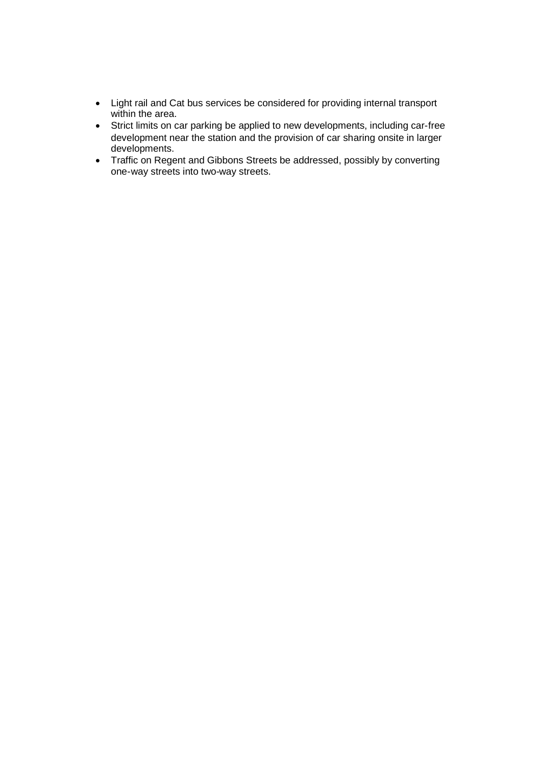- Light rail and Cat bus services be considered for providing internal transport within the area.
- Strict limits on car parking be applied to new developments, including car-free development near the station and the provision of car sharing onsite in larger developments.
- Traffic on Regent and Gibbons Streets be addressed, possibly by converting one-way streets into two-way streets.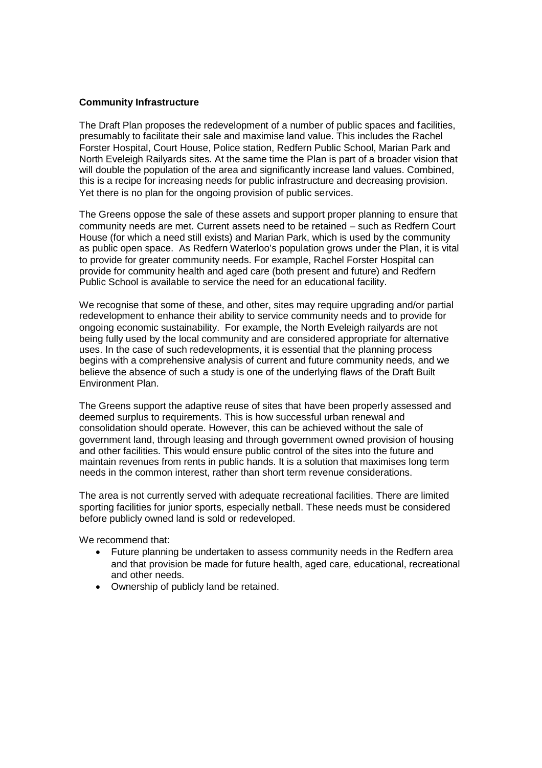**Community Infrastructure**

The Draft Plan proposes the redevelopment of a number of public spaces and facilities, presumably to facilitate their sale and maximise land value. This includes the Rachel Forster Hospital, Court House, Police station, Redfern Public School, Marian Park and North Eveleigh Railyards sites. At the same time the Plan is part of a broader vision that will double the population of the area and significantly increase land values. Combined, this is a recipe for increasing needs for public infrastructure and decreasing provision. Yet there is no plan for the ongoing provision of public services.

The Greens oppose the sale of these assets and support proper planning to ensure that community needs are met. Current assets need to be retained – such as Redfern Court House (for which a need still exists) and Marian Park, which is used by the community as public open space. As Redfern Waterloo's population grows under the Plan, it is vital to provide for greater community needs. For example, Rachel Forster Hospital can provide for community health and aged care (both present and future) and Redfern Public School is available to service the need for an educational facility.

We recognise that some of these, and other, sites may require upgrading and/or partial redevelopment to enhance their ability to service community needs and to provide for ongoing economic sustainability. For example, the North Eveleigh railyards are not being fully used by the local community and are considered appropriate for alternative uses. In the case of such redevelopments, it is essential that the planning process begins with a comprehensive analysis of current and future community needs, and we believe the absence of such a study is one of the underlying flaws of the Draft Built Environment Plan.

The Greens support the adaptive reuse of sites that have been properly assessed and deemed surplus to requirements. This is how successful urban renewal and consolidation should operate. However, this can be achieved without the sale of government land, through leasing and through government owned provision of housing and other facilities. This would ensure public control of the sites into the future and maintain revenues from rents in public hands. It is a solution that maximises long term needs in the common interest, rather than short term revenue considerations.

The area is not currently served with adequate recreational facilities. There are limited sporting facilities for junior sports, especially netball. These needs must be considered before publicly owned land is sold or redeveloped.

We recommend that:

- Future planning be undertaken to assess community needs in the Redfern area and that provision be made for future health, aged care, educational, recreational and other needs.
- Ownership of publicly land be retained.